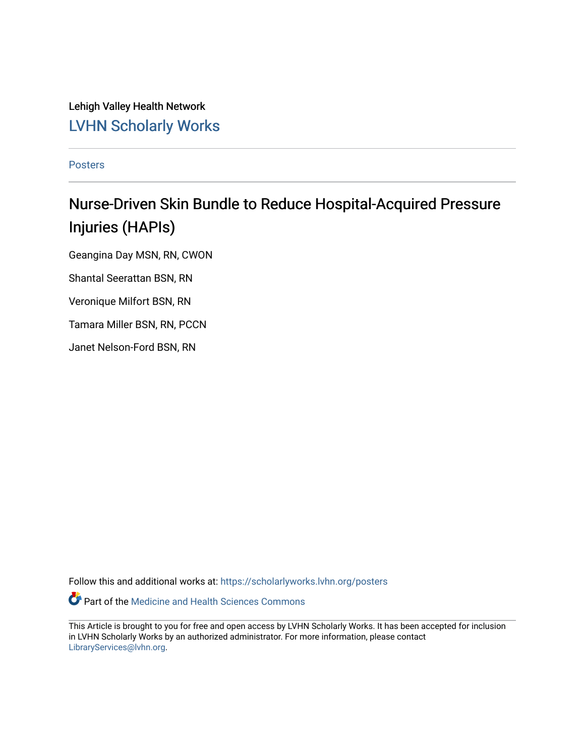Lehigh Valley Health Network

LVHN Scholarly Works

Posters

# Nurse-Driven Skin Bundle to Reduce Hospital-Acquired Pressure Injuries (HAPIs)

Geangina Day MSN, RN, CWON

Shantal Seerattan BSN, RN

Veronique Milfort BSN, RN

Tamara Miller BSN, RN, PCCN

Janet Nelson-Ford BSN, RN

Follow this and additional works at: https://scholarlyworks.lvhn.org/posters

Part of the Medicine and Health Sciences Commons

This Article is brought to you for free and open access by LVHN Scholarly Works. It has been accepted for inclusion in LVHN Scholarly Works by an authorized administrator. For more information, please contact LibraryServices@lvhn.org.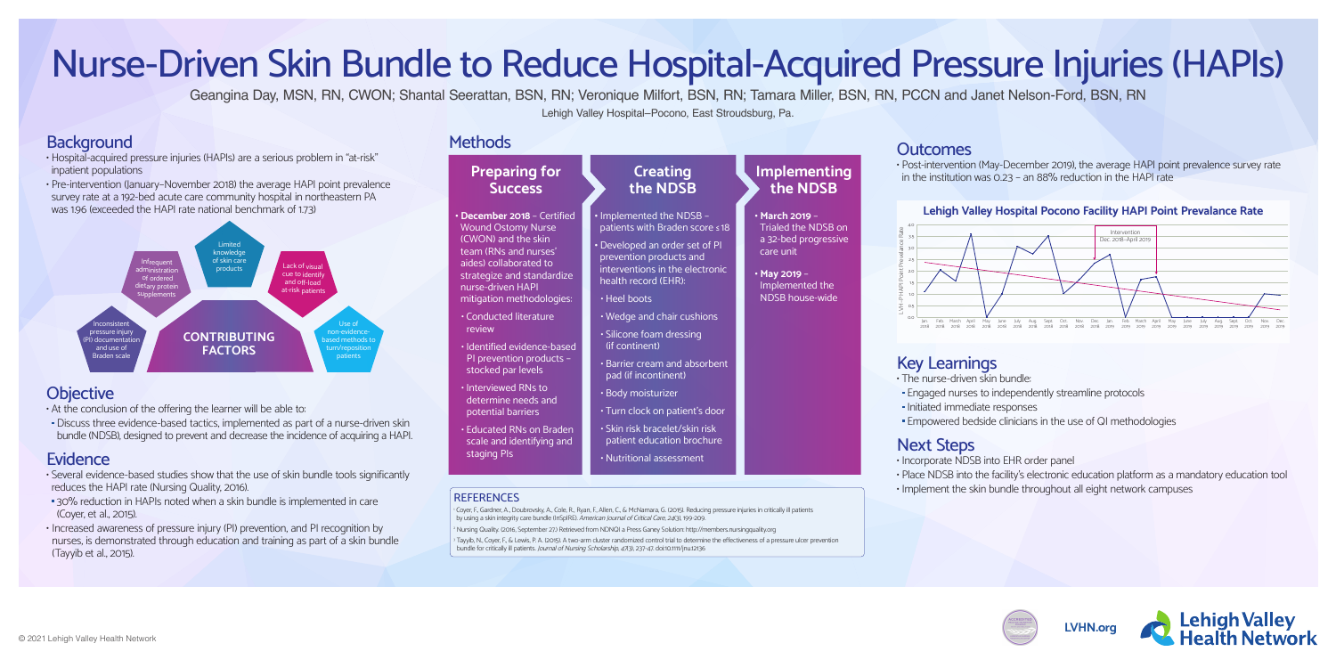# Nurse-Driven Skin Bundle to Reduce Hospital-Acquired Pressure Injuries (HAPIs)

Geangina Day, MSN, RN, CWON; Shantal Seerattan, BSN, RN; Veronique Milfort, BSN, RN; Tamara Miller, BSN, RN, PCCN and Janet Nelson-Ford, BSN, RN

Lehigh Valley Hospital–Pocono, East Stroudsburg, Pa.

## Background

- Hospital-acquired pressure injuries (HAPIs) are a serious problem in "at-risk" inpatient populations
- Pre-intervention (January–November 2018) the average HAPI point prevalence survey rate at a 192-bed acute care community hospital in northeastern PA was 1.96 (exceeded the HAPI rate national benchmark of 1.73)

CONTRIBUTING FACTORS

Limited knowledge of skin care products

Lack of visual cue to identify and off-load at-risk patients

Use of non-evidence-based methods to turn/reposition patients

Inconsistent pressure injury (PI) documentation and use of Braden scale

Infrequent administration of ordered dietary protein supplements

## Objective

- At the conclusion of the offering the learner will be able to:
  - Discuss three evidence-based tactics, implemented as part of a nurse-driven skin bundle (NDSB), designed to prevent and decrease the incidence of acquiring a HAPI.

## Evidence

- Several evidence-based studies show that the use of skin bundle tools significantly reduces the HAPI rate (Nursing Quality, 2016).
  - 30% reduction in HAPIs noted when a skin bundle is implemented in care (Coyer, et al., 2015).
- Increased awareness of pressure injury (PI) prevention, and PI recognition by nurses, is demonstrated through education and training as part of a skin bundle (Tayyib et al., 2015).

## Methods

### Preparing for Success

- **December 2018** – Certified Wound Ostomy Nurse (CWON) and the skin team (RNs and nurses' aides) collaborated to strategize and standardize nurse-driven HAPI mitigation methodologies:
  - Conducted literature review
  - Identified evidence-based PI prevention products – stocked par levels
  - Interviewed RNs to determine needs and potential barriers
  - Educated RNs on Braden scale and identifying and staging PIs

### Creating the NDSB

- Implemented the NDSB – patients with Braden score ≤18
- Developed an order set of PI prevention products and interventions in the electronic health record (EHR):
  - Heel boots
  - Wedge and chair cushions
  - Silicone foam dressing (if continent)
  - Barrier cream and absorbent pad (if incontinent)
  - Body moisturizer
  - Turn clock on patient's door
  - Skin risk bracelet/skin risk patient education brochure
  - Nutritional assessment

### Implementing the NDSB

- **March 2019** – Trialed the NDSB on a 32-bed progressive care unit
- **May 2019** – Implemented the NDSB house-wide

### REFERENCES

[1] Coyer, F., Gardner, A., Doubrovsky, A., Cole, R., Ryan, F., Allen, C., & McNamara, G. (2015). Reducing pressure injuries in critically ill patients by using a skin integrity care bundle (InSpiRE). *American Journal of Critical Care, 24*(3), 199-209.

[2] Nursing Quality. (2016, September 27.) Retrieved from NDNQI a Press Ganey Solution: http://members.nursingquality.org

[3] Tayyib, N., Coyer, F., & Lewis, P. A. (2015). A two-arm cluster randomized control trial to determine the effectiveness of a pressure ulcer prevention bundle for critically ill patients. *Journal of Nursing Scholarship, 47*(3), 237-47. doi:10.1111/jnu.12136

## Outcomes

- Post-intervention (May-December 2019), the average HAPI point prevalence survey rate in the institution was 0.23 – an 88% reduction in the HAPI rate

**Lehigh Valley Hospital Pocono Facility HAPI Point Prevalance Rate**

LVH–P HAPI Point Prevalance Rate

0.0 0.5 1.0 1.5 2.0 2.5 3.0 3.5 4.0

Intervention Dec. 2018–April 2019

Jan. 2018, Feb. 2018, March 2018, April 2018, May 2018, June 2018, July 2018, Aug. 2018, Sept. 2018, Oct. 2018, Nov. 2018, Dec. 2018, Jan. 2019, Feb. 2019, March 2019, April 2019, May 2019, June 2019, July 2019, Aug. 2019, Sept. 2019, Oct. 2019, Nov. 2019, Dec. 2019

## Key Learnings

- The nurse-driven skin bundle:
  - Engaged nurses to independently streamline protocols
  - Initiated immediate responses
  - Empowered bedside clinicians in the use of QI methodologies

## Next Steps

- Incorporate NDSB into EHR order panel
- Place NDSB into the facility's electronic education platform as a mandatory education tool
- Implement the skin bundle throughout all eight network campuses

© 2021 Lehigh Valley Health Network

LVHN.org

Lehigh Valley Health Network